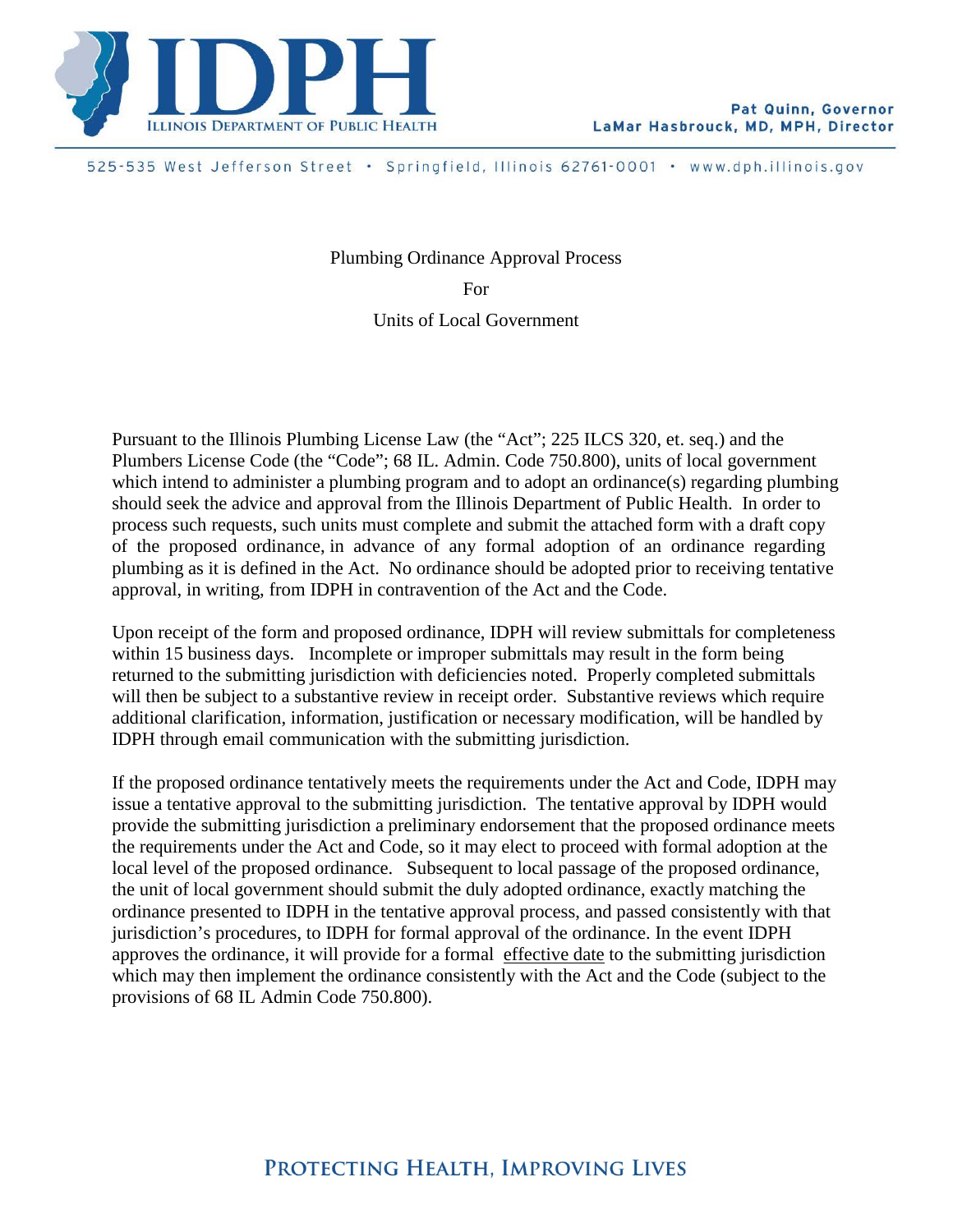ILLINOIS DEPARTMENT OF PUBLIC HEALTH

Pat Quinn, Governor
LaMar Hasbrouck, MD, MPH, Director

525-535 West Jefferson Street • Springfield, Illinois 62761-0001 • www.dph.illinois.gov

# Plumbing Ordinance Approval Process For Units of Local Government

Pursuant to the Illinois Plumbing License Law (the "Act"; 225 ILCS 320, et. seq.) and the Plumbers License Code (the "Code"; 68 IL. Admin. Code 750.800), units of local government which intend to administer a plumbing program and to adopt an ordinance(s) regarding plumbing should seek the advice and approval from the Illinois Department of Public Health. In order to process such requests, such units must complete and submit the attached form with a draft copy of the proposed ordinance, in advance of any formal adoption of an ordinance regarding plumbing as it is defined in the Act. No ordinance should be adopted prior to receiving tentative approval, in writing, from IDPH in contravention of the Act and the Code.

Upon receipt of the form and proposed ordinance, IDPH will review submittals for completeness within 15 business days. Incomplete or improper submittals may result in the form being returned to the submitting jurisdiction with deficiencies noted. Properly completed submittals will then be subject to a substantive review in receipt order. Substantive reviews which require additional clarification, information, justification or necessary modification, will be handled by IDPH through email communication with the submitting jurisdiction.

If the proposed ordinance tentatively meets the requirements under the Act and Code, IDPH may issue a tentative approval to the submitting jurisdiction. The tentative approval by IDPH would provide the submitting jurisdiction a preliminary endorsement that the proposed ordinance meets the requirements under the Act and Code, so it may elect to proceed with formal adoption at the local level of the proposed ordinance. Subsequent to local passage of the proposed ordinance, the unit of local government should submit the duly adopted ordinance, exactly matching the ordinance presented to IDPH in the tentative approval process, and passed consistently with that jurisdiction's procedures, to IDPH for formal approval of the ordinance. In the event IDPH approves the ordinance, it will provide for a formal effective date to the submitting jurisdiction which may then implement the ordinance consistently with the Act and the Code (subject to the provisions of 68 IL Admin Code 750.800).

**PROTECTING HEALTH, IMPROVING LIVES**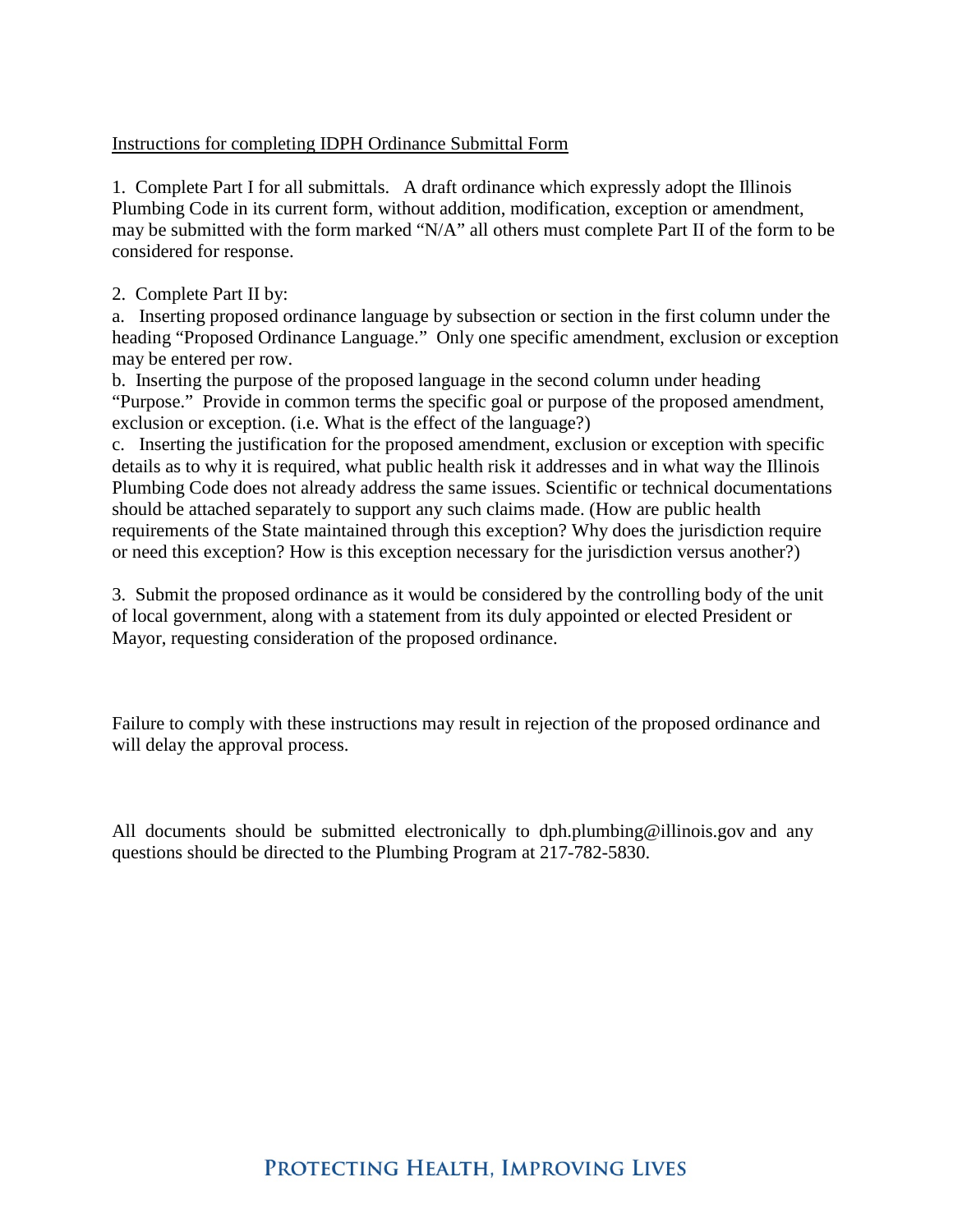Instructions for completing IDPH Ordinance Submittal Form

1. Complete Part I for all submittals. A draft ordinance which expressly adopt the Illinois Plumbing Code in its current form, without addition, modification, exception or amendment, may be submitted with the form marked "N/A" all others must complete Part II of the form to be considered for response.

2. Complete Part II by:

a. Inserting proposed ordinance language by subsection or section in the first column under the heading "Proposed Ordinance Language." Only one specific amendment, exclusion or exception may be entered per row.

b. Inserting the purpose of the proposed language in the second column under heading "Purpose." Provide in common terms the specific goal or purpose of the proposed amendment, exclusion or exception. (i.e. What is the effect of the language?)

c. Inserting the justification for the proposed amendment, exclusion or exception with specific details as to why it is required, what public health risk it addresses and in what way the Illinois Plumbing Code does not already address the same issues. Scientific or technical documentations should be attached separately to support any such claims made. (How are public health requirements of the State maintained through this exception? Why does the jurisdiction require or need this exception? How is this exception necessary for the jurisdiction versus another?)

3. Submit the proposed ordinance as it would be considered by the controlling body of the unit of local government, along with a statement from its duly appointed or elected President or Mayor, requesting consideration of the proposed ordinance.

Failure to comply with these instructions may result in rejection of the proposed ordinance and will delay the approval process.

All documents should be submitted electronically to dph.plumbing@illinois.gov and any questions should be directed to the Plumbing Program at 217-782-5830.

PROTECTING HEALTH, IMPROVING LIVES